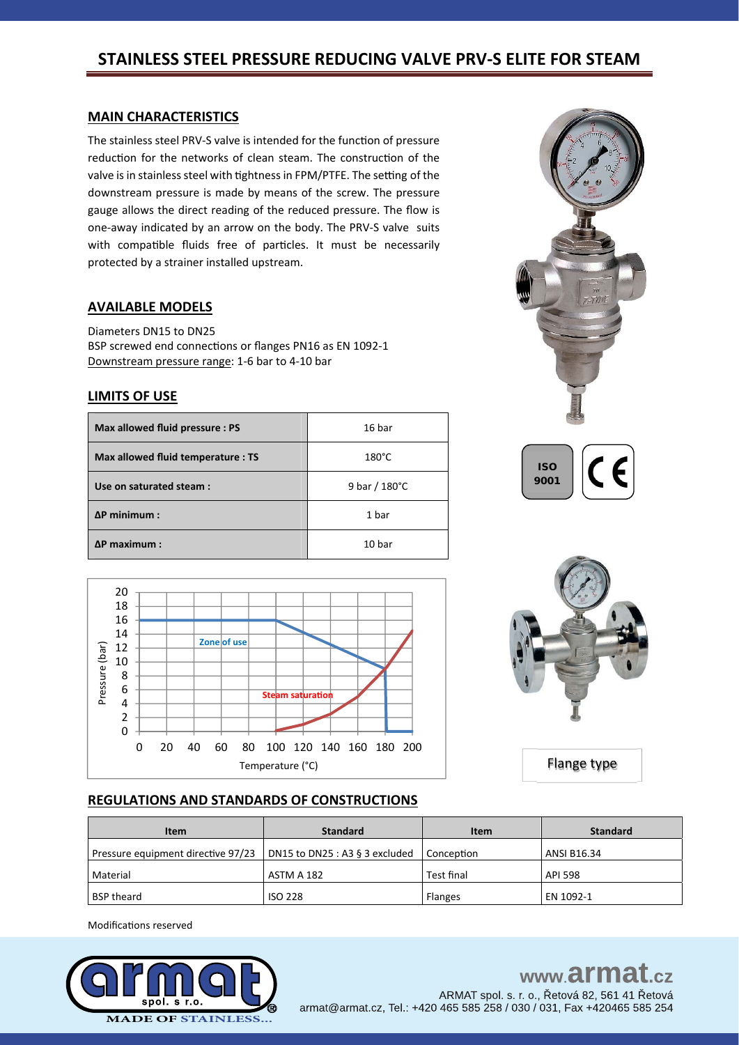# STAINLESS STEEL PRESSURE REDUCING VALVE PRV-S ELITE FOR STEAM

## MAIN CHARACTERISTICS

The stainless steel PRV-S valve is intended for the function of pressure reduction for the networks of clean steam. The construction of the valve is in stainless steel with tightness in FPM/PTFE. The setting of the downstream pressure is made by means of the screw. The pressure gauge allows the direct reading of the reduced pressure. The flow is one-away indicated by an arrow on the body. The PRV-S valve suits with compatible fluids free of particles. It must be necessarily protected by a strainer installed upstream.

## AVAILABLE MODELS

Diameters DN15 to DN25
BSP screwed end connections or flanges PN16 as EN 1092-1
Downstream pressure range: 1-6 bar to 4-10 bar

## LIMITS OF USE

| | |
|---|---|
| **Max allowed fluid pressure : PS** | 16 bar |
| **Max allowed fluid temperature : TS** | 180°C |
| **Use on saturated steam :** | 9 bar / 180°C |
| **ΔP minimum :** | 1 bar |
| **ΔP maximum :** | 10 bar |

ISO 9001

Zone of use

Steam saturation

Pressure (bar)

Temperature (°C)

Flange type

## REGULATIONS AND STANDARDS OF CONSTRUCTIONS

| Item | Standard | Item | Standard |
|---|---|---|---|
| Pressure equipment directive 97/23 | DN15 to DN25 : A3 § 3 excluded | Conception | ANSI B16.34 |
| Material | ASTM A 182 | Test final | API 598 |
| BSP theard | ISO 228 | Flanges | EN 1092-1 |

Modifications reserved

armat spol. s r.o. MADE OF STAINLESS...

www.armat.cz
ARMAT spol. s. r. o., Řetová 82, 561 41 Řetová
armat@armat.cz, Tel.: +420 465 585 258 / 030 / 031, Fax +420465 585 254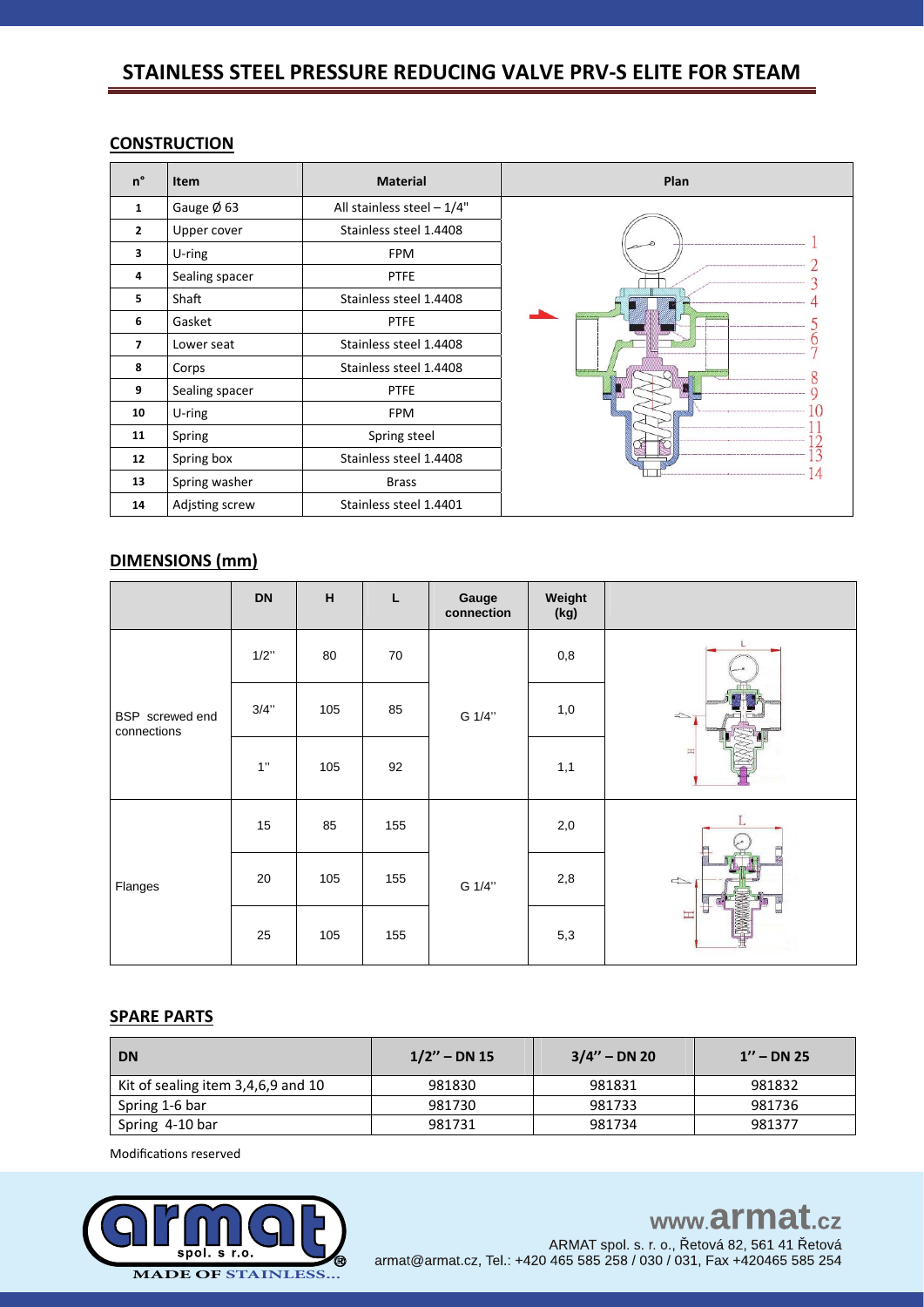# STAINLESS STEEL PRESSURE REDUCING VALVE PRV-S ELITE FOR STEAM

## CONSTRUCTION

| n° | Item | Material |
|---|---|---|
| 1 | Gauge Ø 63 | All stainless steel – 1/4" |
| 2 | Upper cover | Stainless steel 1.4408 |
| 3 | U-ring | FPM |
| 4 | Sealing spacer | PTFE |
| 5 | Shaft | Stainless steel 1.4408 |
| 6 | Gasket | PTFE |
| 7 | Lower seat | Stainless steel 1.4408 |
| 8 | Corps | Stainless steel 1.4408 |
| 9 | Sealing spacer | PTFE |
| 10 | U-ring | FPM |
| 11 | Spring | Spring steel |
| 12 | Spring box | Stainless steel 1.4408 |
| 13 | Spring washer | Brass |
| 14 | Adjsting screw | Stainless steel 1.4401 |

## DIMENSIONS (mm)

| | DN | H | L | Gauge connection | Weight (kg) |
|---|---|---|---|---|---|
| BSP screwed end connections | 1/2'' | 80 | 70 | G 1/4'' | 0,8 |
| | 3/4'' | 105 | 85 | | 1,0 |
| | 1'' | 105 | 92 | | 1,1 |
| Flanges | 15 | 85 | 155 | G 1/4'' | 2,0 |
| | 20 | 105 | 155 | | 2,8 |
| | 25 | 105 | 155 | | 5,3 |

## SPARE PARTS

| DN | 1/2'' – DN 15 | 3/4'' – DN 20 | 1'' – DN 25 |
|---|---|---|---|
| Kit of sealing item 3,4,6,9 and 10 | 981830 | 981831 | 981832 |
| Spring 1-6 bar | 981730 | 981733 | 981736 |
| Spring 4-10 bar | 981731 | 981734 | 981377 |

Modifications reserved

www.armat.cz

ARMAT spol. s. r. o., Řetová 82, 561 41 Řetová
armat@armat.cz, Tel.: +420 465 585 258 / 030 / 031, Fax +420465 585 254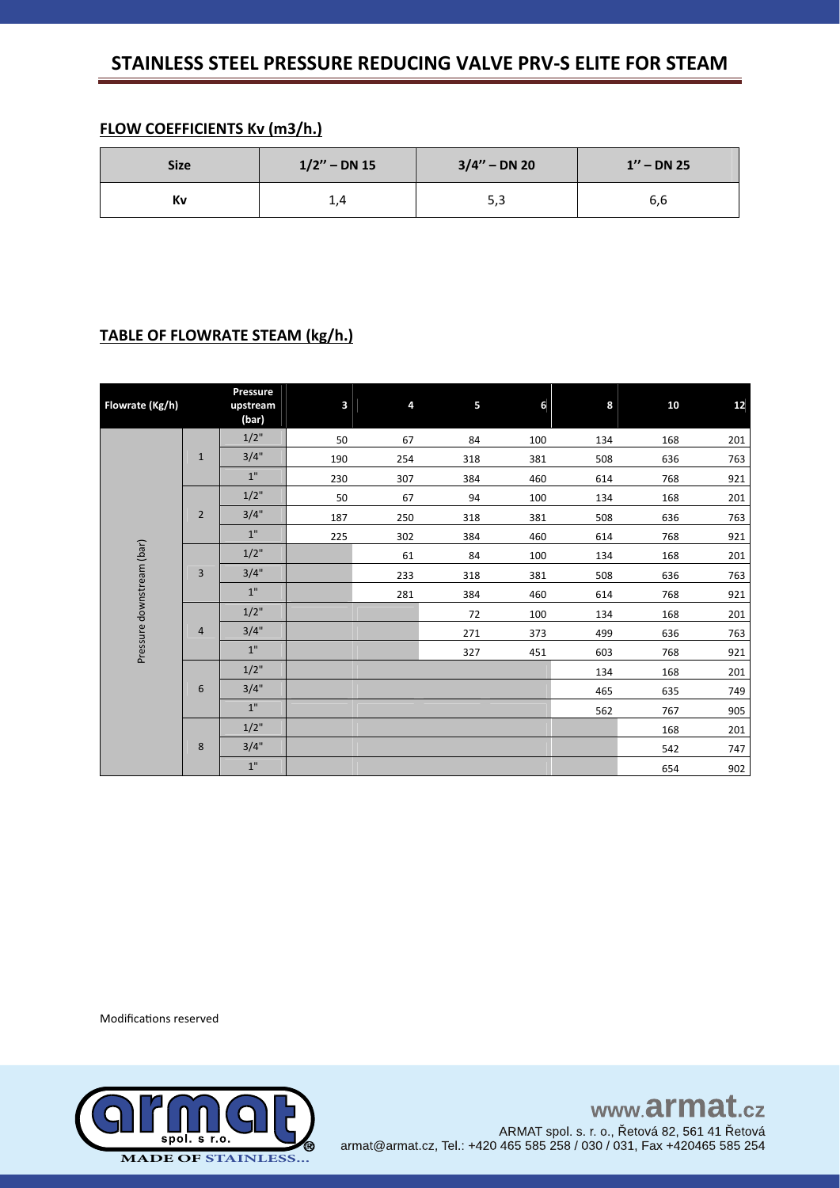# STAINLESS STEEL PRESSURE REDUCING VALVE PRV-S ELITE FOR STEAM

## FLOW COEFFICIENTS Kv (m3/h.)

| Size | 1/2'' – DN 15 | 3/4'' – DN 20 | 1'' – DN 25 |
|---|---|---|---|
| Kv | 1,4 | 5,3 | 6,6 |

## TABLE OF FLOWRATE STEAM (kg/h.)

| Flowrate (Kg/h) | | Pressure upstream (bar) | 3 | 4 | 5 | 6 | 8 | 10 | 12 |
|---|---|---|---|---|---|---|---|---|---|
| Pressure downstream (bar) | 1 | 1/2" | 50 | 67 | 84 | 100 | 134 | 168 | 201 |
| | | 3/4" | 190 | 254 | 318 | 381 | 508 | 636 | 763 |
| | | 1" | 230 | 307 | 384 | 460 | 614 | 768 | 921 |
| | 2 | 1/2" | 50 | 67 | 94 | 100 | 134 | 168 | 201 |
| | | 3/4" | 187 | 250 | 318 | 381 | 508 | 636 | 763 |
| | | 1" | 225 | 302 | 384 | 460 | 614 | 768 | 921 |
| | 3 | 1/2" | | 61 | 84 | 100 | 134 | 168 | 201 |
| | | 3/4" | | 233 | 318 | 381 | 508 | 636 | 763 |
| | | 1" | | 281 | 384 | 460 | 614 | 768 | 921 |
| | 4 | 1/2" | | | 72 | 100 | 134 | 168 | 201 |
| | | 3/4" | | | 271 | 373 | 499 | 636 | 763 |
| | | 1" | | | 327 | 451 | 603 | 768 | 921 |
| | 6 | 1/2" | | | | | 134 | 168 | 201 |
| | | 3/4" | | | | | 465 | 635 | 749 |
| | | 1" | | | | | 562 | 767 | 905 |
| | 8 | 1/2" | | | | | | 168 | 201 |
| | | 3/4" | | | | | | 542 | 747 |
| | | 1" | | | | | | 654 | 902 |

Modifications reserved

www.armat.cz

ARMAT spol. s r. o., Řetová 82, 561 41 Řetová
armat@armat.cz, Tel.: +420 465 585 258 / 030 / 031, Fax +420465 585 254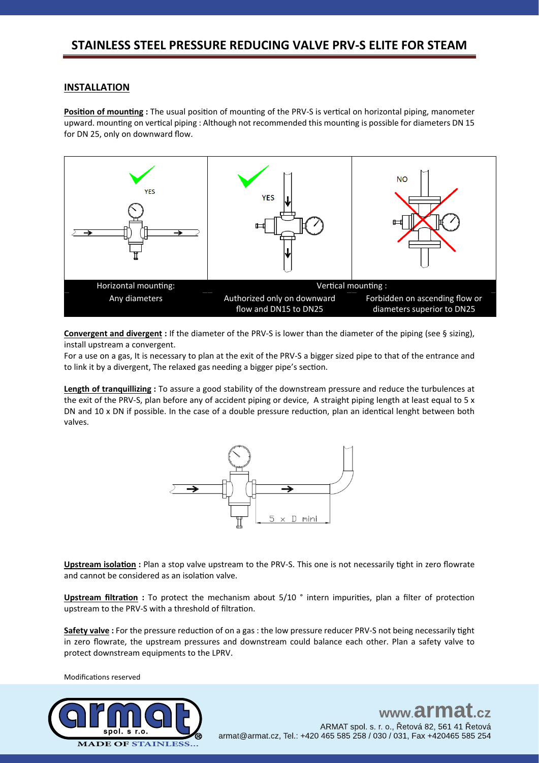# STAINLESS STEEL PRESSURE REDUCING VALVE PRV-S ELITE FOR STEAM

## INSTALLATION

**Position of mounting :** The usual position of mounting of the PRV-S is vertical on horizontal piping, manometer upward. mounting on vertical piping : Although not recommended this mounting is possible for diameters DN 15 for DN 25, only on downward flow.

| Horizontal mounting: | Vertical mounting : | |
|---|---|---|
| Any diameters | Authorized only on downward flow and DN15 to DN25 | Forbidden on ascending flow or diameters superior to DN25 |

**Convergent and divergent :** If the diameter of the PRV-S is lower than the diameter of the piping (see § sizing), install upstream a convergent.

For a use on a gas, It is necessary to plan at the exit of the PRV-S a bigger sized pipe to that of the entrance and to link it by a divergent, The relaxed gas needing a bigger pipe's section.

**Length of tranquillizing :** To assure a good stability of the downstream pressure and reduce the turbulences at the exit of the PRV-S, plan before any of accident piping or device, A straight piping length at least equal to 5 x DN and 10 x DN if possible. In the case of a double pressure reduction, plan an identical lenght between both valves.

**Upstream isolation :** Plan a stop valve upstream to the PRV-S. This one is not necessarily tight in zero flowrate and cannot be considered as an isolation valve.

**Upstream filtration :** To protect the mechanism about 5/10 ° intern impurities, plan a filter of protection upstream to the PRV-S with a threshold of filtration.

**Safety valve :** For the pressure reduction of on a gas : the low pressure reducer PRV-S not being necessarily tight in zero flowrate, the upstream pressures and downstream could balance each other. Plan a safety valve to protect downstream equipments to the LPRV.

Modifications reserved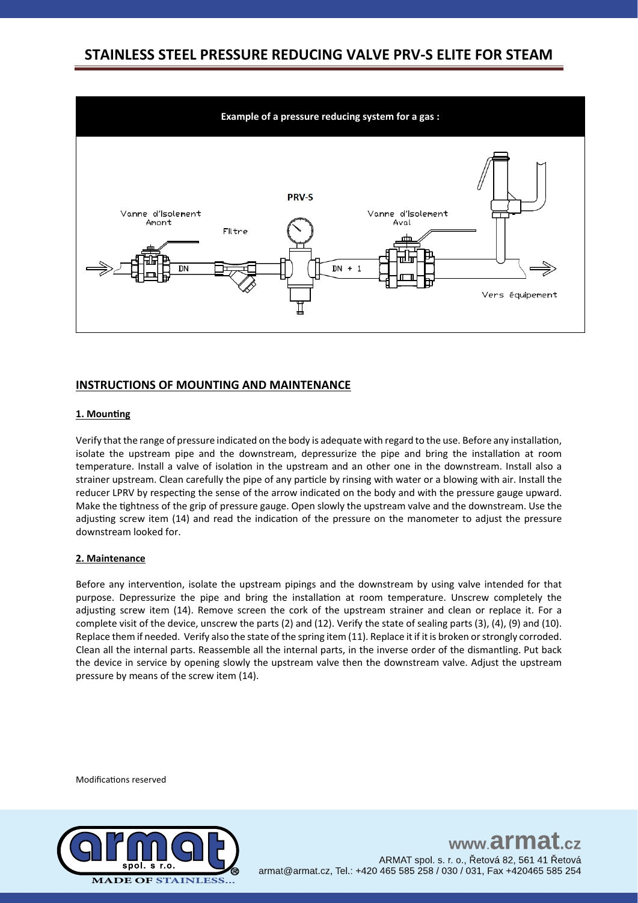# STAINLESS STEEL PRESSURE REDUCING VALVE PRV-S ELITE FOR STEAM

**Example of a pressure reducing system for a gas :**

PRV-S

Vanne d'Isolement Amont

Filtre

Vanne d'Isolement Aval

DN

DN + 1

Vers équipement

## INSTRUCTIONS OF MOUNTING AND MAINTENANCE

### 1. Mounting

Verify that the range of pressure indicated on the body is adequate with regard to the use. Before any installation, isolate the upstream pipe and the downstream, depressurize the pipe and bring the installation at room temperature. Install a valve of isolation in the upstream and an other one in the downstream. Install also a strainer upstream. Clean carefully the pipe of any particle by rinsing with water or a blowing with air. Install the reducer LPRV by respecting the sense of the arrow indicated on the body and with the pressure gauge upward. Make the tightness of the grip of pressure gauge. Open slowly the upstream valve and the downstream. Use the adjusting screw item (14) and read the indication of the pressure on the manometer to adjust the pressure downstream looked for.

### 2. Maintenance

Before any intervention, isolate the upstream pipings and the downstream by using valve intended for that purpose. Depressurize the pipe and bring the installation at room temperature. Unscrew completely the adjusting screw item (14). Remove screen the cork of the upstream strainer and clean or replace it. For a complete visit of the device, unscrew the parts (2) and (12). Verify the state of sealing parts (3), (4), (9) and (10). Replace them if needed. Verify also the state of the spring item (11). Replace it if it is broken or strongly corroded. Clean all the internal parts. Reassemble all the internal parts, in the inverse order of the dismantling. Put back the device in service by opening slowly the upstream valve then the downstream valve. Adjust the upstream pressure by means of the screw item (14).

Modifications reserved